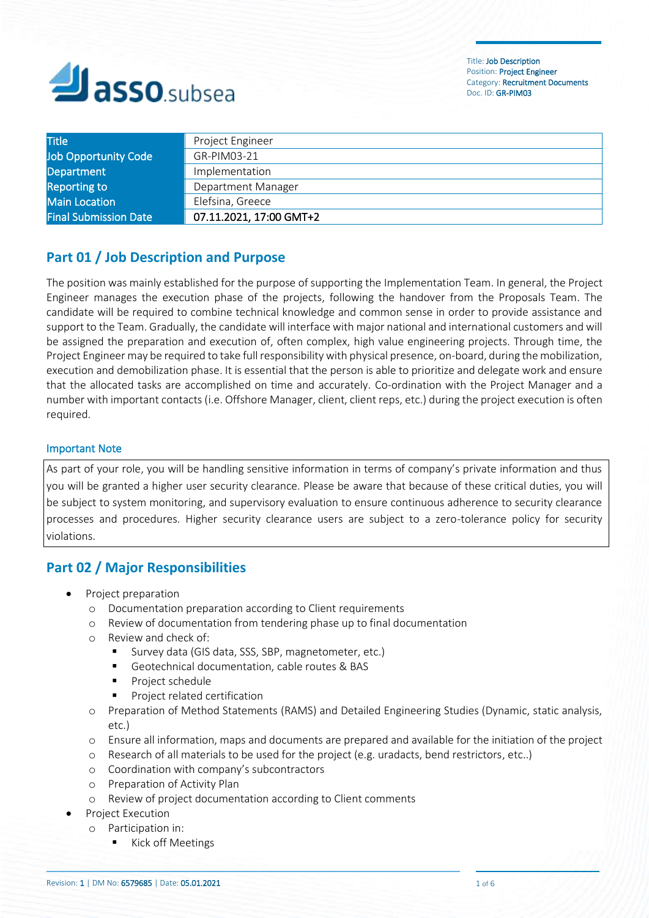| Title | Project Engineer |
|---|---|
| Job Opportunity Code | GR-PIM03-21 |
| Department | Implementation |
| Reporting to | Department Manager |
| Main Location | Elefsina, Greece |
| Final Submission Date | **07.11.2021, 17:00 GMT+2** |

## Part 01 / Job Description and Purpose

The position was mainly established for the purpose of supporting the Implementation Team. In general, the Project Engineer manages the execution phase of the projects, following the handover from the Proposals Team. The candidate will be required to combine technical knowledge and common sense in order to provide assistance and support to the Team. Gradually, the candidate will interface with major national and international customers and will be assigned the preparation and execution of, often complex, high value engineering projects. Through time, the Project Engineer may be required to take full responsibility with physical presence, on-board, during the mobilization, execution and demobilization phase. It is essential that the person is able to prioritize and delegate work and ensure that the allocated tasks are accomplished on time and accurately. Co-ordination with the Project Manager and a number with important contacts (i.e. Offshore Manager, client, client reps, etc.) during the project execution is often required.

### Important Note

As part of your role, you will be handling sensitive information in terms of company's private information and thus you will be granted a higher user security clearance. Please be aware that because of these critical duties, you will be subject to system monitoring, and supervisory evaluation to ensure continuous adherence to security clearance processes and procedures. Higher security clearance users are subject to a zero-tolerance policy for security violations.

## Part 02 / Major Responsibilities

- Project preparation
  - Documentation preparation according to Client requirements
  - Review of documentation from tendering phase up to final documentation
  - Review and check of:
    - Survey data (GIS data, SSS, SBP, magnetometer, etc.)
    - Geotechnical documentation, cable routes & BAS
    - Project schedule
    - Project related certification
  - Preparation of Method Statements (RAMS) and Detailed Engineering Studies (Dynamic, static analysis, etc.)
  - Ensure all information, maps and documents are prepared and available for the initiation of the project
  - Research of all materials to be used for the project (e.g. uradacts, bend restrictors, etc..)
  - Coordination with company's subcontractors
  - Preparation of Activity Plan
  - Review of project documentation according to Client comments
- Project Execution
  - Participation in:
    - Kick off Meetings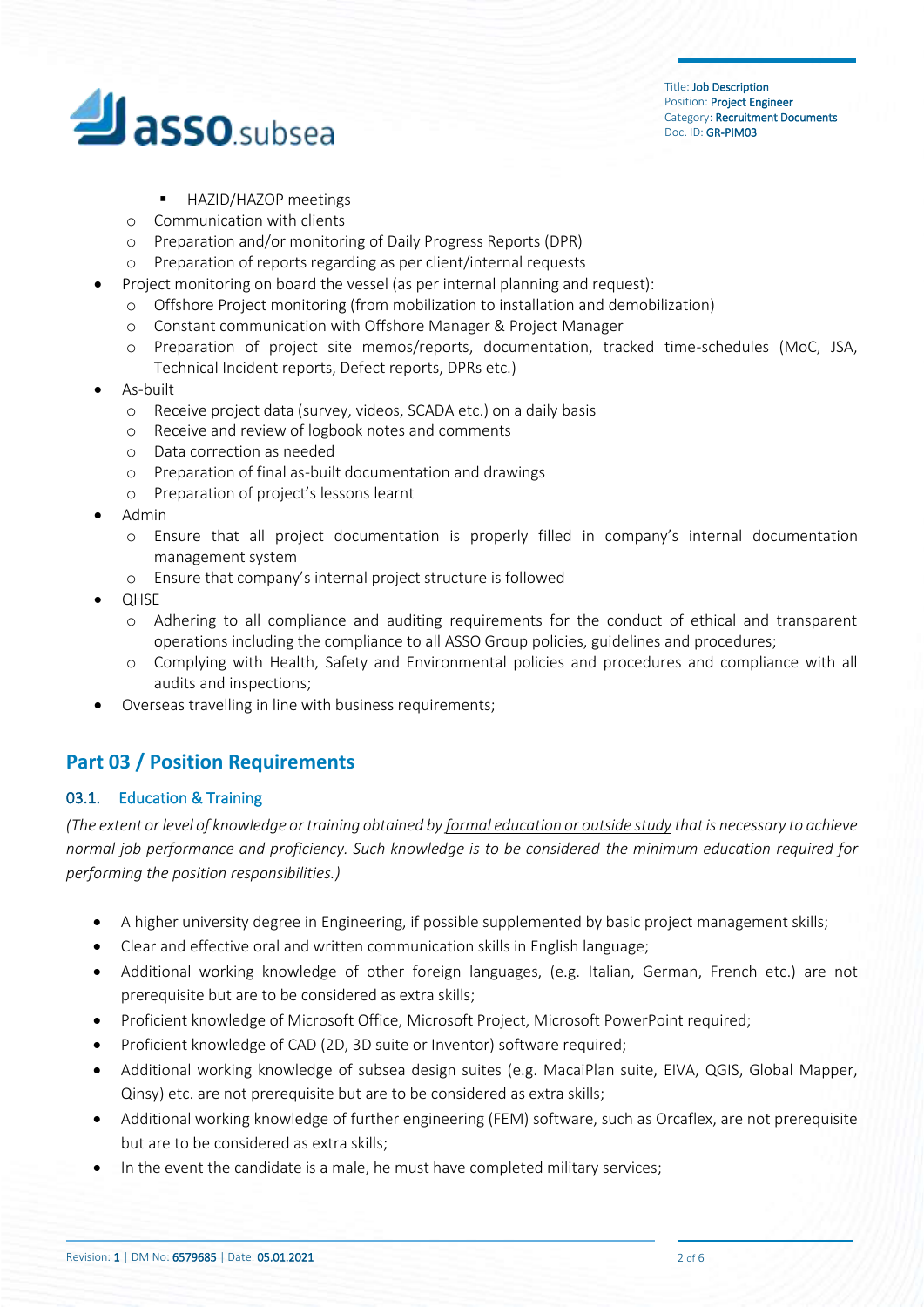- HAZID/HAZOP meetings
  - Communication with clients
  - Preparation and/or monitoring of Daily Progress Reports (DPR)
  - Preparation of reports regarding as per client/internal requests
- Project monitoring on board the vessel (as per internal planning and request):
  - Offshore Project monitoring (from mobilization to installation and demobilization)
  - Constant communication with Offshore Manager & Project Manager
  - Preparation of project site memos/reports, documentation, tracked time-schedules (MoC, JSA, Technical Incident reports, Defect reports, DPRs etc.)
- As-built
  - Receive project data (survey, videos, SCADA etc.) on a daily basis
  - Receive and review of logbook notes and comments
  - Data correction as needed
  - Preparation of final as-built documentation and drawings
  - Preparation of project's lessons learnt
- Admin
  - Ensure that all project documentation is properly filled in company's internal documentation management system
  - Ensure that company's internal project structure is followed
- QHSE
  - Adhering to all compliance and auditing requirements for the conduct of ethical and transparent operations including the compliance to all ASSO Group policies, guidelines and procedures;
  - Complying with Health, Safety and Environmental policies and procedures and compliance with all audits and inspections;
- Overseas travelling in line with business requirements;

## Part 03 / Position Requirements

### 03.1. Education & Training

*(The extent or level of knowledge or training obtained by formal education or outside study that is necessary to achieve normal job performance and proficiency. Such knowledge is to be considered the minimum education required for performing the position responsibilities.)*

- A higher university degree in Engineering, if possible supplemented by basic project management skills;
- Clear and effective oral and written communication skills in English language;
- Additional working knowledge of other foreign languages, (e.g. Italian, German, French etc.) are not prerequisite but are to be considered as extra skills;
- Proficient knowledge of Microsoft Office, Microsoft Project, Microsoft PowerPoint required;
- Proficient knowledge of CAD (2D, 3D suite or Inventor) software required;
- Additional working knowledge of subsea design suites (e.g. MacaiPlan suite, EIVA, QGIS, Global Mapper, Qinsy) etc. are not prerequisite but are to be considered as extra skills;
- Additional working knowledge of further engineering (FEM) software, such as Orcaflex, are not prerequisite but are to be considered as extra skills;
- In the event the candidate is a male, he must have completed military services;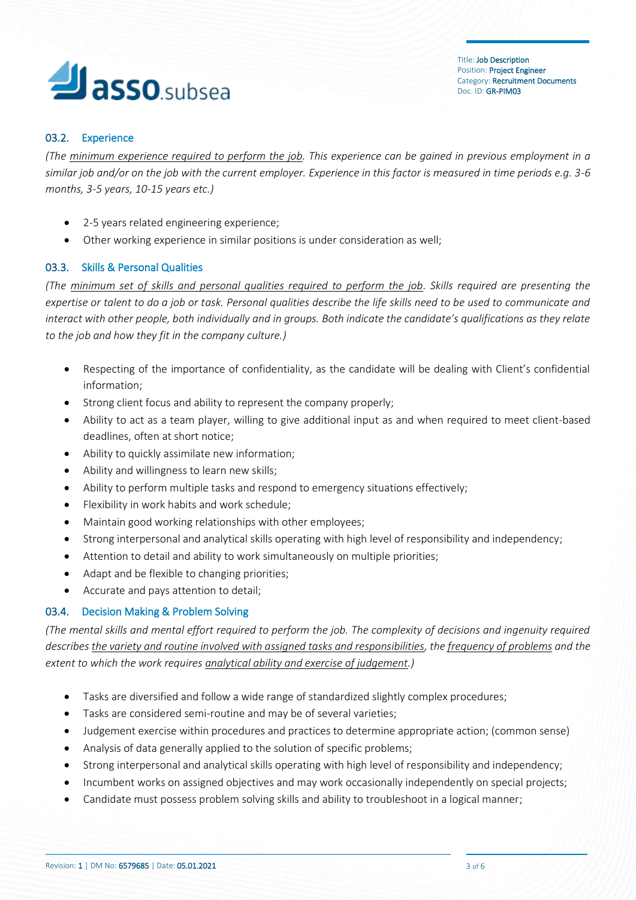### 03.2. Experience

*(The <u>minimum experience required to perform the job</u>. This experience can be gained in previous employment in a similar job and/or on the job with the current employer. Experience in this factor is measured in time periods e.g. 3-6 months, 3-5 years, 10-15 years etc.)*

- 2-5 years related engineering experience;
- Other working experience in similar positions is under consideration as well;

### 03.3. Skills & Personal Qualities

*(The <u>minimum set of skills and personal qualities required to perform the job</u>. Skills required are presenting the expertise or talent to do a job or task. Personal qualities describe the life skills need to be used to communicate and interact with other people, both individually and in groups. Both indicate the candidate's qualifications as they relate to the job and how they fit in the company culture.)*

- Respecting of the importance of confidentiality, as the candidate will be dealing with Client's confidential information;
- Strong client focus and ability to represent the company properly;
- Ability to act as a team player, willing to give additional input as and when required to meet client-based deadlines, often at short notice;
- Ability to quickly assimilate new information;
- Ability and willingness to learn new skills;
- Ability to perform multiple tasks and respond to emergency situations effectively;
- Flexibility in work habits and work schedule;
- Maintain good working relationships with other employees;
- Strong interpersonal and analytical skills operating with high level of responsibility and independency;
- Attention to detail and ability to work simultaneously on multiple priorities;
- Adapt and be flexible to changing priorities;
- Accurate and pays attention to detail;

### 03.4. Decision Making & Problem Solving

*(The mental skills and mental effort required to perform the job. The complexity of decisions and ingenuity required describes <u>the variety and routine involved with assigned tasks and responsibilities</u>, the <u>frequency of problems</u> and the extent to which the work requires <u>analytical ability and exercise of judgement</u>.)*

- Tasks are diversified and follow a wide range of standardized slightly complex procedures;
- Tasks are considered semi-routine and may be of several varieties;
- Judgement exercise within procedures and practices to determine appropriate action; (common sense)
- Analysis of data generally applied to the solution of specific problems;
- Strong interpersonal and analytical skills operating with high level of responsibility and independency;
- Incumbent works on assigned objectives and may work occasionally independently on special projects;
- Candidate must possess problem solving skills and ability to troubleshoot in a logical manner;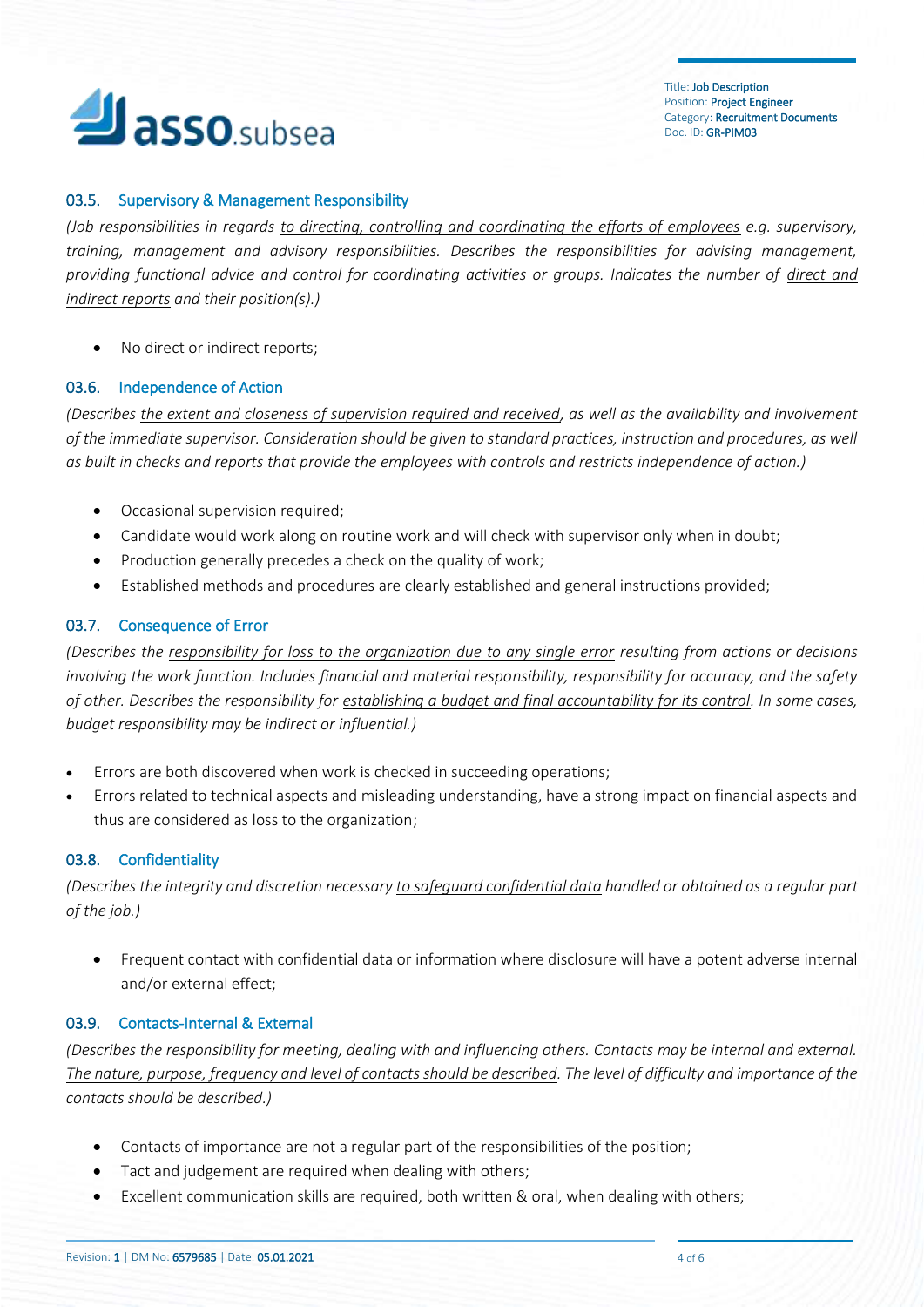### 03.5. Supervisory & Management Responsibility

*(Job responsibilities in regards to directing, controlling and coordinating the efforts of employees e.g. supervisory, training, management and advisory responsibilities. Describes the responsibilities for advising management, providing functional advice and control for coordinating activities or groups. Indicates the number of direct and indirect reports and their position(s).)*

- No direct or indirect reports;

### 03.6. Independence of Action

*(Describes the extent and closeness of supervision required and received, as well as the availability and involvement of the immediate supervisor. Consideration should be given to standard practices, instruction and procedures, as well as built in checks and reports that provide the employees with controls and restricts independence of action.)*

- Occasional supervision required;
- Candidate would work along on routine work and will check with supervisor only when in doubt;
- Production generally precedes a check on the quality of work;
- Established methods and procedures are clearly established and general instructions provided;

### 03.7. Consequence of Error

*(Describes the responsibility for loss to the organization due to any single error resulting from actions or decisions involving the work function. Includes financial and material responsibility, responsibility for accuracy, and the safety of other. Describes the responsibility for establishing a budget and final accountability for its control. In some cases, budget responsibility may be indirect or influential.)*

- Errors are both discovered when work is checked in succeeding operations;
- Errors related to technical aspects and misleading understanding, have a strong impact on financial aspects and thus are considered as loss to the organization;

### 03.8. Confidentiality

*(Describes the integrity and discretion necessary to safeguard confidential data handled or obtained as a regular part of the job.)*

- Frequent contact with confidential data or information where disclosure will have a potent adverse internal and/or external effect;

### 03.9. Contacts-Internal & External

*(Describes the responsibility for meeting, dealing with and influencing others. Contacts may be internal and external. The nature, purpose, frequency and level of contacts should be described. The level of difficulty and importance of the contacts should be described.)*

- Contacts of importance are not a regular part of the responsibilities of the position;
- Tact and judgement are required when dealing with others;
- Excellent communication skills are required, both written & oral, when dealing with others;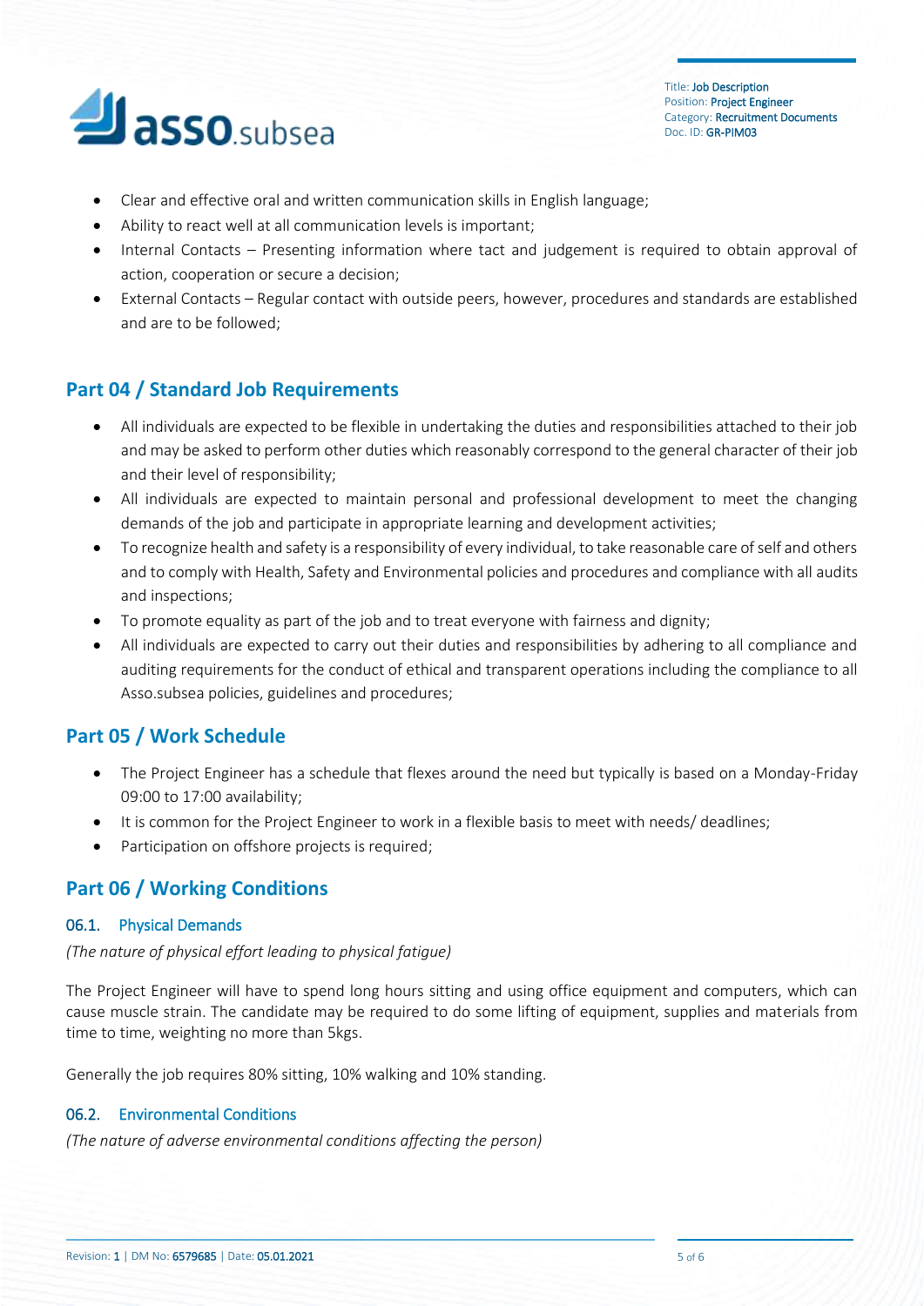- Clear and effective oral and written communication skills in English language;
- Ability to react well at all communication levels is important;
- Internal Contacts – Presenting information where tact and judgement is required to obtain approval of action, cooperation or secure a decision;
- External Contacts – Regular contact with outside peers, however, procedures and standards are established and are to be followed;

## Part 04 / Standard Job Requirements

- All individuals are expected to be flexible in undertaking the duties and responsibilities attached to their job and may be asked to perform other duties which reasonably correspond to the general character of their job and their level of responsibility;
- All individuals are expected to maintain personal and professional development to meet the changing demands of the job and participate in appropriate learning and development activities;
- To recognize health and safety is a responsibility of every individual, to take reasonable care of self and others and to comply with Health, Safety and Environmental policies and procedures and compliance with all audits and inspections;
- To promote equality as part of the job and to treat everyone with fairness and dignity;
- All individuals are expected to carry out their duties and responsibilities by adhering to all compliance and auditing requirements for the conduct of ethical and transparent operations including the compliance to all Asso.subsea policies, guidelines and procedures;

## Part 05 / Work Schedule

- The Project Engineer has a schedule that flexes around the need but typically is based on a Monday-Friday 09:00 to 17:00 availability;
- It is common for the Project Engineer to work in a flexible basis to meet with needs/ deadlines;
- Participation on offshore projects is required;

## Part 06 / Working Conditions

### 06.1. Physical Demands

*(The nature of physical effort leading to physical fatigue)*

The Project Engineer will have to spend long hours sitting and using office equipment and computers, which can cause muscle strain. The candidate may be required to do some lifting of equipment, supplies and materials from time to time, weighting no more than 5kgs.

Generally the job requires 80% sitting, 10% walking and 10% standing.

### 06.2. Environmental Conditions

*(The nature of adverse environmental conditions affecting the person)*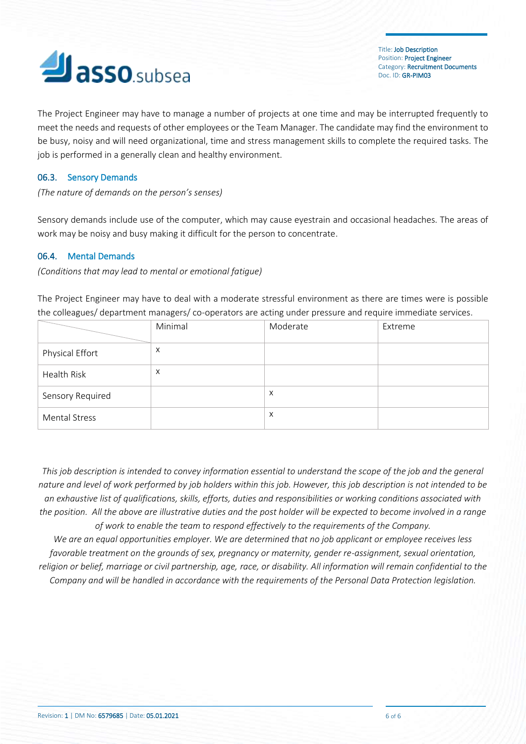The Project Engineer may have to manage a number of projects at one time and may be interrupted frequently to meet the needs and requests of other employees or the Team Manager. The candidate may find the environment to be busy, noisy and will need organizational, time and stress management skills to complete the required tasks. The job is performed in a generally clean and healthy environment.

### 06.3. Sensory Demands

*(The nature of demands on the person's senses)*

Sensory demands include use of the computer, which may cause eyestrain and occasional headaches. The areas of work may be noisy and busy making it difficult for the person to concentrate.

### 06.4. Mental Demands

*(Conditions that may lead to mental or emotional fatigue)*

The Project Engineer may have to deal with a moderate stressful environment as there are times were is possible the colleagues/ department managers/ co-operators are acting under pressure and require immediate services.

| | Minimal | Moderate | Extreme |
|---|---|---|---|
| Physical Effort | x | | |
| Health Risk | x | | |
| Sensory Required | | x | |
| Mental Stress | | x | |

*This job description is intended to convey information essential to understand the scope of the job and the general nature and level of work performed by job holders within this job. However, this job description is not intended to be an exhaustive list of qualifications, skills, efforts, duties and responsibilities or working conditions associated with the position. All the above are illustrative duties and the post holder will be expected to become involved in a range of work to enable the team to respond effectively to the requirements of the Company.*

*We are an equal opportunities employer. We are determined that no job applicant or employee receives less favorable treatment on the grounds of sex, pregnancy or maternity, gender re-assignment, sexual orientation, religion or belief, marriage or civil partnership, age, race, or disability. All information will remain confidential to the Company and will be handled in accordance with the requirements of the Personal Data Protection legislation.*